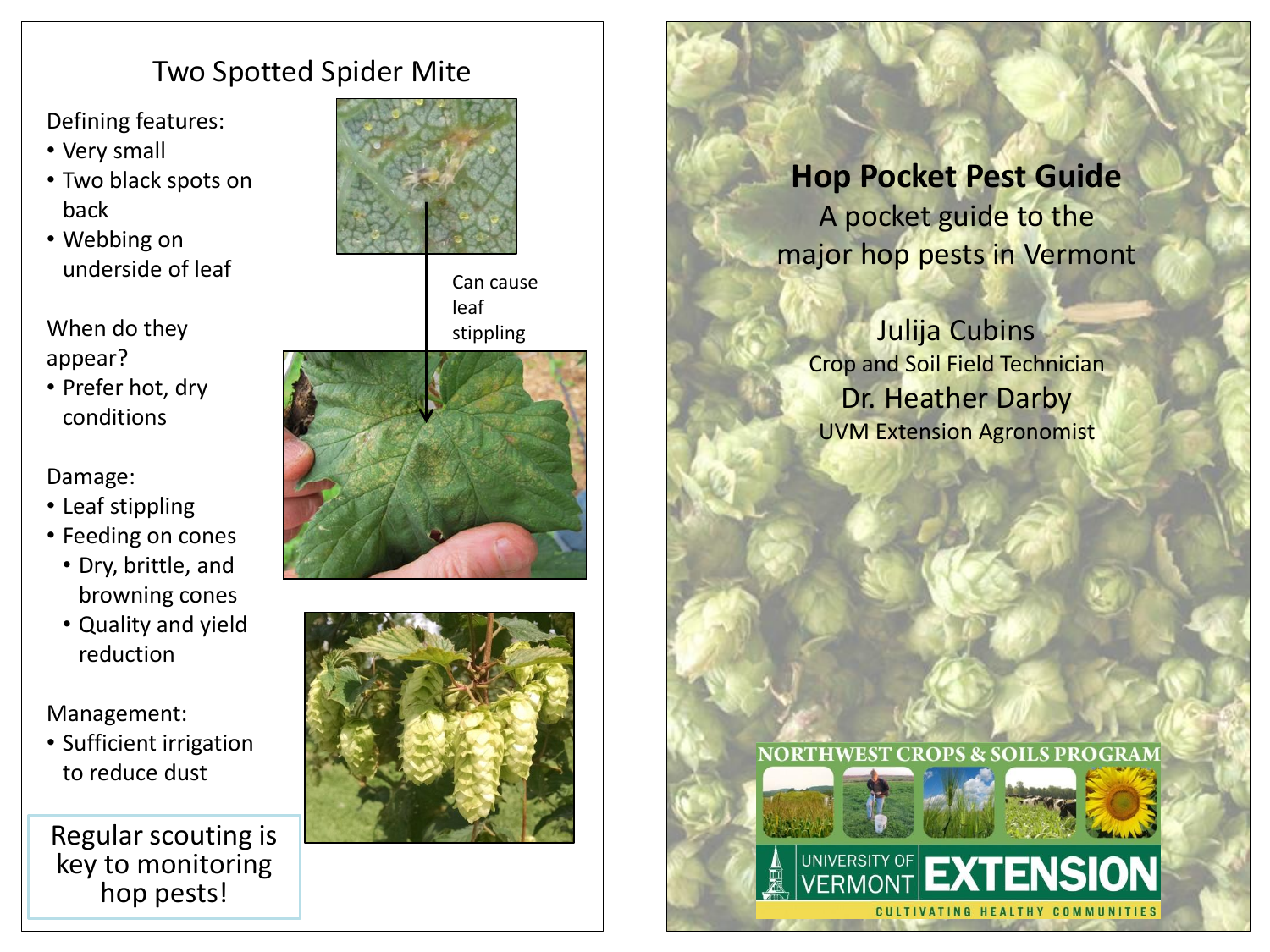## Two Spotted Spider Mite

Defining features:

- Very small
- Two black spots on back
- Webbing on underside of leaf

When do they appear?

- Prefer hot, dry conditions

Damage:

- Leaf stippling
- Feeding on cones
  - Dry, brittle, and browning cones
  - Quality and yield reduction

Management:

- Sufficient irrigation to reduce dust

Can cause leaf stippling

Regular scouting is key to monitoring hop pests!

# Hop Pocket Pest Guide

A pocket guide to the major hop pests in Vermont

Julija Cubins
Crop and Soil Field Technician

Dr. Heather Darby
UVM Extension Agronomist

NORTHWEST CROPS & SOILS PROGRAM

UNIVERSITY OF VERMONT EXTENSION

CULTIVATING HEALTHY COMMUNITIES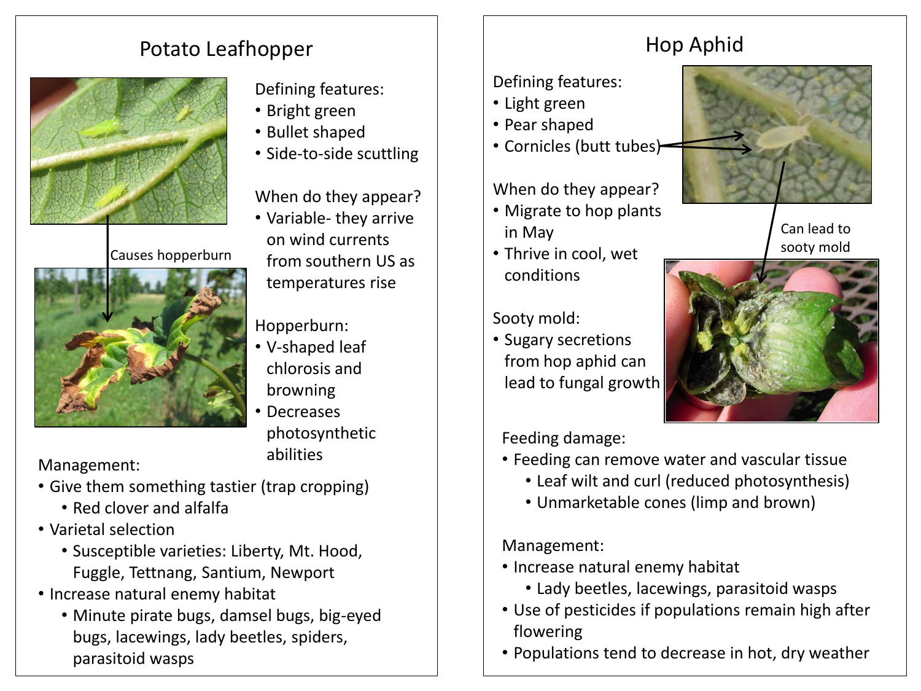## Potato Leafhopper

Causes hopperburn

Defining features:

- Bright green
- Bullet shaped
- Side-to-side scuttling

When do they appear?

- Variable- they arrive on wind currents from southern US as temperatures rise

Hopperburn:

- V-shaped leaf chlorosis and browning
- Decreases photosynthetic abilities

Management:

- Give them something tastier (trap cropping)
  - Red clover and alfalfa
- Varietal selection
  - Susceptible varieties: Liberty, Mt. Hood, Fuggle, Tettnang, Santium, Newport
- Increase natural enemy habitat
  - Minute pirate bugs, damsel bugs, big-eyed bugs, lacewings, lady beetles, spiders, parasitoid wasps

## Hop Aphid

Defining features:

- Light green
- Pear shaped
- Cornicles (butt tubes)

When do they appear?

- Migrate to hop plants in May
- Thrive in cool, wet conditions

Can lead to sooty mold

Sooty mold:

- Sugary secretions from hop aphid can lead to fungal growth

Feeding damage:

- Feeding can remove water and vascular tissue
  - Leaf wilt and curl (reduced photosynthesis)
  - Unmarketable cones (limp and brown)

Management:

- Increase natural enemy habitat
  - Lady beetles, lacewings, parasitoid wasps
- Use of pesticides if populations remain high after flowering
- Populations tend to decrease in hot, dry weather